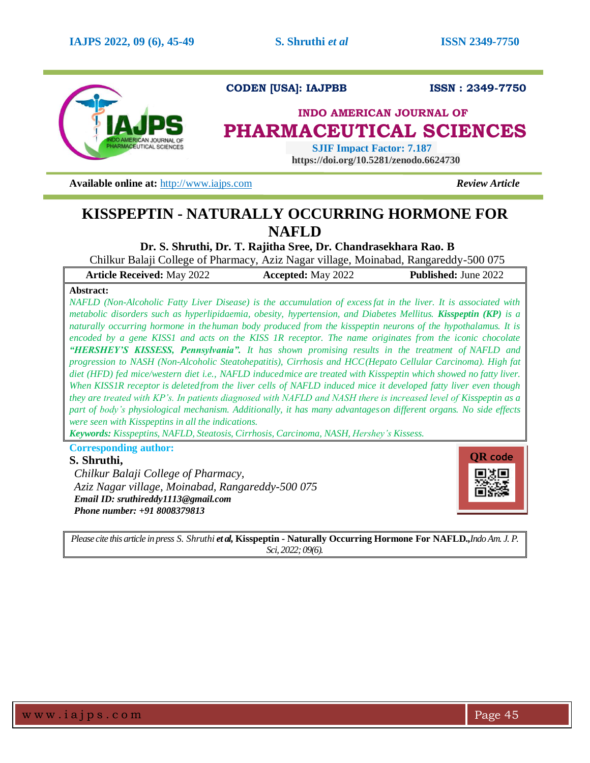CODEN [USA]: IAJPBB ISSN : 2349-7750

**INDO AMERICAN JOURNAL OF**
**PHARMACEUTICAL SCIENCES**

**SJIF Impact Factor: 7.187**
**https://doi.org/10.5281/zenodo.6624730**

**Available online at:** http://www.iajps.com *Review Article*

# KISSPEPTIN - NATURALLY OCCURRING HORMONE FOR NAFLD

**Dr. S. Shruthi, Dr. T. Rajitha Sree, Dr. Chandrasekhara Rao. B**

Chilkur Balaji College of Pharmacy, Aziz Nagar village, Moinabad, Rangareddy-500 075

| **Article Received:** May 2022 | **Accepted:** May 2022 | **Published:** June 2022 |
|---|---|---|

**Abstract:**

*NAFLD (Non-Alcoholic Fatty Liver Disease) is the accumulation of excess fat in the liver. It is associated with metabolic disorders such as hyperlipidaemia, obesity, hypertension, and Diabetes Mellitus.* ***Kisspeptin (KP)*** *is a naturally occurring hormone in the human body produced from the kisspeptin neurons of the hypothalamus. It is encoded by a gene KISS1 and acts on the KISS 1R receptor. The name originates from the iconic chocolate* ***"HERSHEY'S KISSESS, Pennsylvania".*** *It has shown promising results in the treatment of NAFLD and progression to NASH (Non-Alcoholic Steatohepatitis), Cirrhosis and HCC(Hepato Cellular Carcinoma). High fat diet (HFD) fed mice/western diet i.e., NAFLD induced mice are treated with Kisspeptin which showed no fatty liver. When KISS1R receptor is deleted from the liver cells of NAFLD induced mice it developed fatty liver even though they are treated with KP's. In patients diagnosed with NAFLD and NASH there is increased level of Kisspeptin as a part of body's physiological mechanism. Additionally, it has many advantages on different organs. No side effects were seen with Kisspeptins in all the indications.*

***Keywords:*** *Kisspeptins, NAFLD, Steatosis, Cirrhosis, Carcinoma, NASH, Hershey's Kissess.*

**Corresponding author:**

**S. Shruthi,**
*Chilkur Balaji College of Pharmacy,*
*Aziz Nagar village, Moinabad, Rangareddy-500 075*
***Email ID: sruthireddy1113@gmail.com***
***Phone number: +91 8008379813***

QR code

*Please cite this article in press S. Shruthi* ***et al,*** **Kisspeptin - Naturally Occurring Hormone For NAFLD.,** *Indo Am. J. P. Sci, 2022; 09(6).*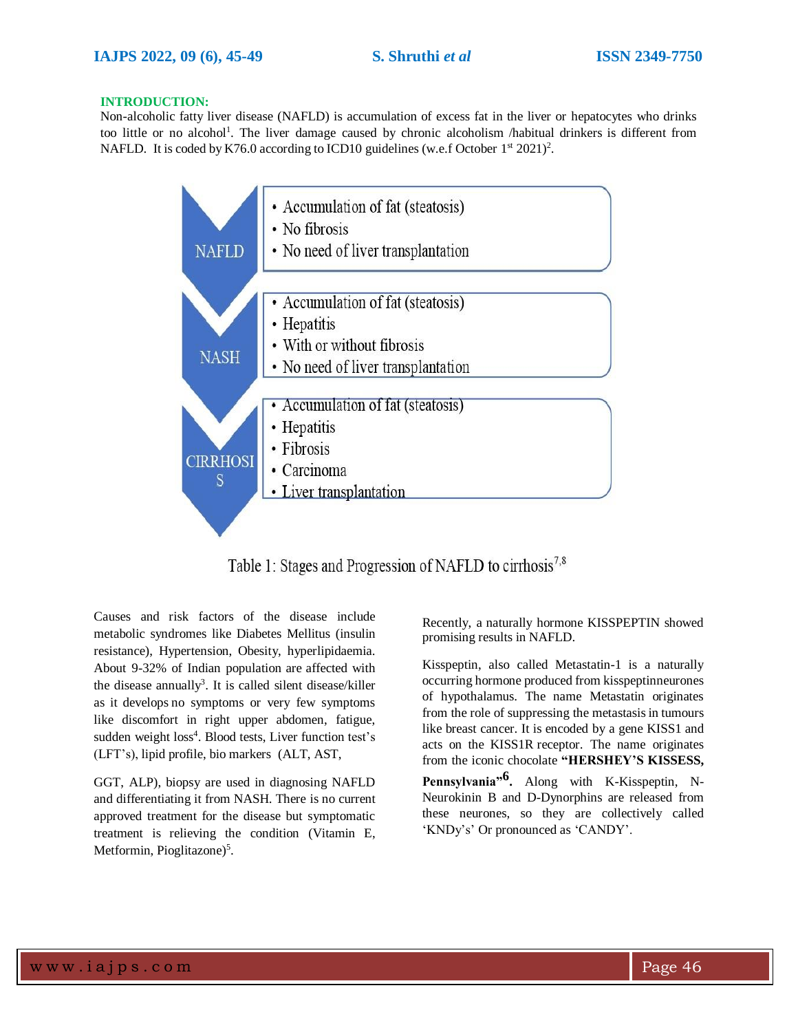**INTRODUCTION:**

Non-alcoholic fatty liver disease (NAFLD) is accumulation of excess fat in the liver or hepatocytes who drinks too little or no alcohol[1]. The liver damage caused by chronic alcoholism /habitual drinkers is different from NAFLD. It is coded by K76.0 according to ICD10 guidelines (w.e.f October 1st 2021)[2].

| Stage | Features |
|---|---|
| NAFLD | • Accumulation of fat (steatosis)<br>• No fibrosis<br>• No need of liver transplantation |
| NASH | • Accumulation of fat (steatosis)<br>• Hepatitis<br>• With or without fibrosis<br>• No need of liver transplantation |
| CIRRHOSIS | • Accumulation of fat (steatosis)<br>• Hepatitis<br>• Fibrosis<br>• Carcinoma<br>• Liver transplantation |

Table 1: Stages and Progression of NAFLD to cirrhosis[7,8]

Causes and risk factors of the disease include metabolic syndromes like Diabetes Mellitus (insulin resistance), Hypertension, Obesity, hyperlipidaemia. About 9-32% of Indian population are affected with the disease annually[3]. It is called silent disease/killer as it develops no symptoms or very few symptoms like discomfort in right upper abdomen, fatigue, sudden weight loss[4]. Blood tests, Liver function test's (LFT's), lipid profile, bio markers (ALT, AST, GGT, ALP), biopsy are used in diagnosing NAFLD and differentiating it from NASH. There is no current approved treatment for the disease but symptomatic treatment is relieving the condition (Vitamin E, Metformin, Pioglitazone)[5].

Recently, a naturally hormone KISSPEPTIN showed promising results in NAFLD.

Kisspeptin, also called Metastatin-1 is a naturally occurring hormone produced from kisspeptinneurones of hypothalamus. The name Metastatin originates from the role of suppressing the metastasis in tumours like breast cancer. It is encoded by a gene KISS1 and acts on the KISS1R receptor. The name originates from the iconic chocolate **"HERSHEY'S KISSESS, Pennsylvania"[6].** Along with K-Kisspeptin, N-Neurokinin B and D-Dynorphins are released from these neurones, so they are collectively called 'KNDy's' Or pronounced as 'CANDY'.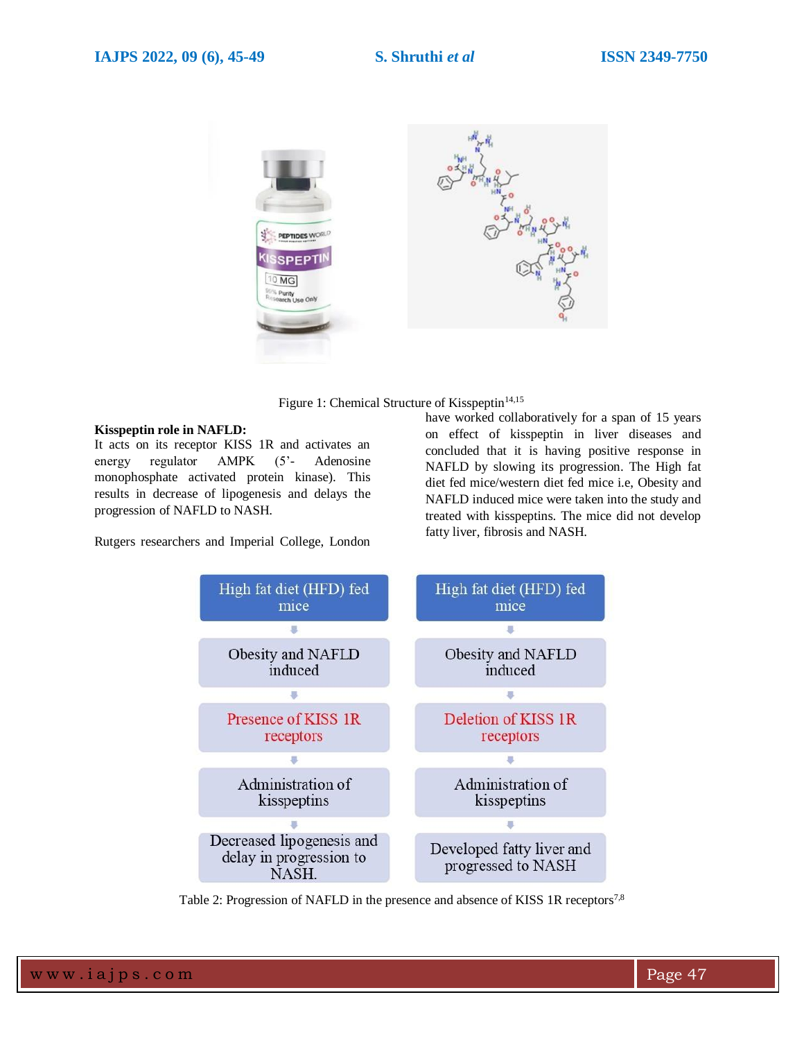Figure 1: Chemical Structure of Kisspeptin[14,15]

**Kisspeptin role in NAFLD:**

It acts on its receptor KISS 1R and activates an energy regulator AMPK (5'- Adenosine monophosphate activated protein kinase). This results in decrease of lipogenesis and delays the progression of NAFLD to NASH.

Rutgers researchers and Imperial College, London have worked collaboratively for a span of 15 years on effect of kisspeptin in liver diseases and concluded that it is having positive response in NAFLD by slowing its progression. The High fat diet fed mice/western diet fed mice i.e, Obesity and NAFLD induced mice were taken into the study and treated with kisspeptins. The mice did not develop fatty liver, fibrosis and NASH.

| | |
|---|---|
| High fat diet (HFD) fed mice | High fat diet (HFD) fed mice |
| Obesity and NAFLD induced | Obesity and NAFLD induced |
| Presence of KISS 1R receptors | Deletion of KISS 1R receptors |
| Administration of kisspeptins | Administration of kisspeptins |
| Decreased lipogenesis and delay in progression to NASH. | Developed fatty liver and progressed to NASH |

Table 2: Progression of NAFLD in the presence and absence of KISS 1R receptors[7,8]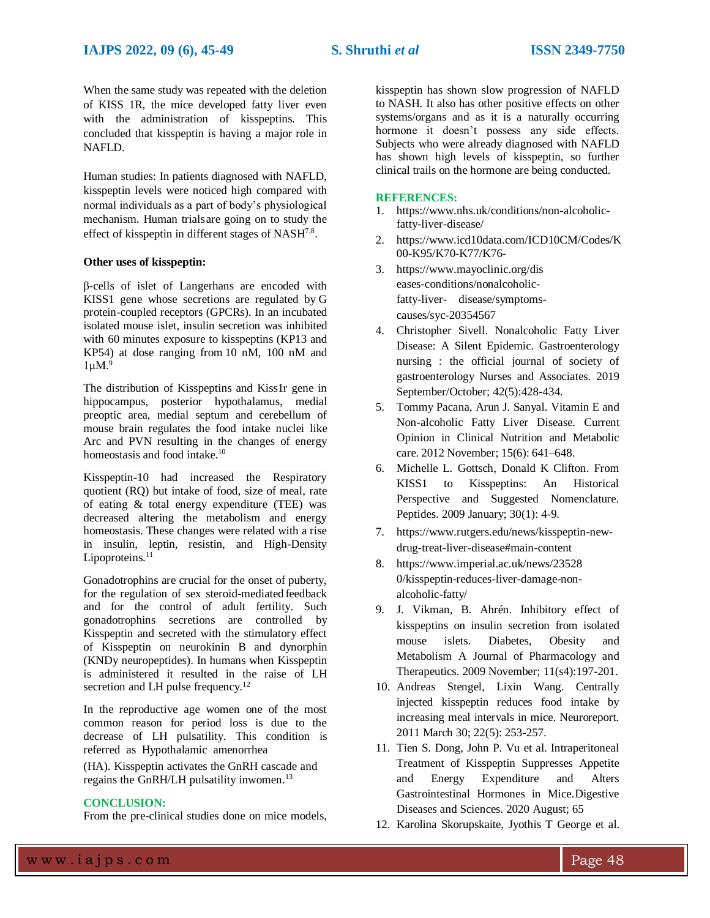When the same study was repeated with the deletion of KISS 1R, the mice developed fatty liver even with the administration of kisspeptins. This concluded that kisspeptin is having a major role in NAFLD.

Human studies: In patients diagnosed with NAFLD, kisspeptin levels were noticed high compared with normal individuals as a part of body's physiological mechanism. Human trialsare going on to study the effect of kisspeptin in different stages of NASH[7,8].

**Other uses of kisspeptin:**

β-cells of islet of Langerhans are encoded with KISS1 gene whose secretions are regulated by G protein-coupled receptors (GPCRs). In an incubated isolated mouse islet, insulin secretion was inhibited with 60 minutes exposure to kisspeptins (KP13 and KP54) at dose ranging from 10 nM, 100 nM and 1µM.[9]

The distribution of Kisspeptins and Kiss1r gene in hippocampus, posterior hypothalamus, medial preoptic area, medial septum and cerebellum of mouse brain regulates the food intake nuclei like Arc and PVN resulting in the changes of energy homeostasis and food intake.[10]

Kisspeptin-10 had increased the Respiratory quotient (RQ) but intake of food, size of meal, rate of eating & total energy expenditure (TEE) was decreased altering the metabolism and energy homeostasis. These changes were related with a rise in insulin, leptin, resistin, and High-Density Lipoproteins.[11]

Gonadotrophins are crucial for the onset of puberty, for the regulation of sex steroid-mediated feedback and for the control of adult fertility. Such gonadotrophins secretions are controlled by Kisspeptin and secreted with the stimulatory effect of Kisspeptin on neurokinin B and dynorphin (KNDy neuropeptides). In humans when Kisspeptin is administered it resulted in the raise of LH secretion and LH pulse frequency.[12]

In the reproductive age women one of the most common reason for period loss is due to the decrease of LH pulsatility. This condition is referred as Hypothalamic amenorrhea (HA). Kisspeptin activates the GnRH cascade and regains the GnRH/LH pulsatility inwomen.[13]

**CONCLUSION:**

From the pre-clinical studies done on mice models, kisspeptin has shown slow progression of NAFLD to NASH. It also has other positive effects on other systems/organs and as it is a naturally occurring hormone it doesn't possess any side effects. Subjects who were already diagnosed with NAFLD has shown high levels of kisspeptin, so further clinical trails on the hormone are being conducted.

**REFERENCES:**

1. https://www.nhs.uk/conditions/non-alcoholic-fatty-liver-disease/
2. https://www.icd10data.com/ICD10CM/Codes/K00-K95/K70-K77/K76-
3. https://www.mayoclinic.org/diseases-conditions/nonalcoholic-fatty-liver- disease/symptoms-causes/syc-20354567
4. Christopher Sivell. Nonalcoholic Fatty Liver Disease: A Silent Epidemic. Gastroenterology nursing : the official journal of society of gastroenterology Nurses and Associates. 2019 September/October; 42(5):428-434.
5. Tommy Pacana, Arun J. Sanyal. Vitamin E and Non-alcoholic Fatty Liver Disease. Current Opinion in Clinical Nutrition and Metabolic care. 2012 November; 15(6): 641–648.
6. Michelle L. Gottsch, Donald K Clifton. From KISS1 to Kisspeptins: An Historical Perspective and Suggested Nomenclature. Peptides. 2009 January; 30(1): 4-9.
7. https://www.rutgers.edu/news/kisspeptin-new-drug-treat-liver-disease#main-content
8. https://www.imperial.ac.uk/news/235280/kisspeptin-reduces-liver-damage-non-alcoholic-fatty/
9. J. Vikman, B. Ahrén. Inhibitory effect of kisspeptins on insulin secretion from isolated mouse islets. Diabetes, Obesity and Metabolism A Journal of Pharmacology and Therapeutics. 2009 November; 11(s4):197-201.
10. Andreas Stengel, Lixin Wang. Centrally injected kisspeptin reduces food intake by increasing meal intervals in mice. Neuroreport. 2011 March 30; 22(5): 253-257.
11. Tien S. Dong, John P. Vu et al. Intraperitoneal Treatment of Kisspeptin Suppresses Appetite and Energy Expenditure and Alters Gastrointestinal Hormones in Mice.Digestive Diseases and Sciences. 2020 August; 65
12. Karolina Skorupskaite, Jyothis T George et al.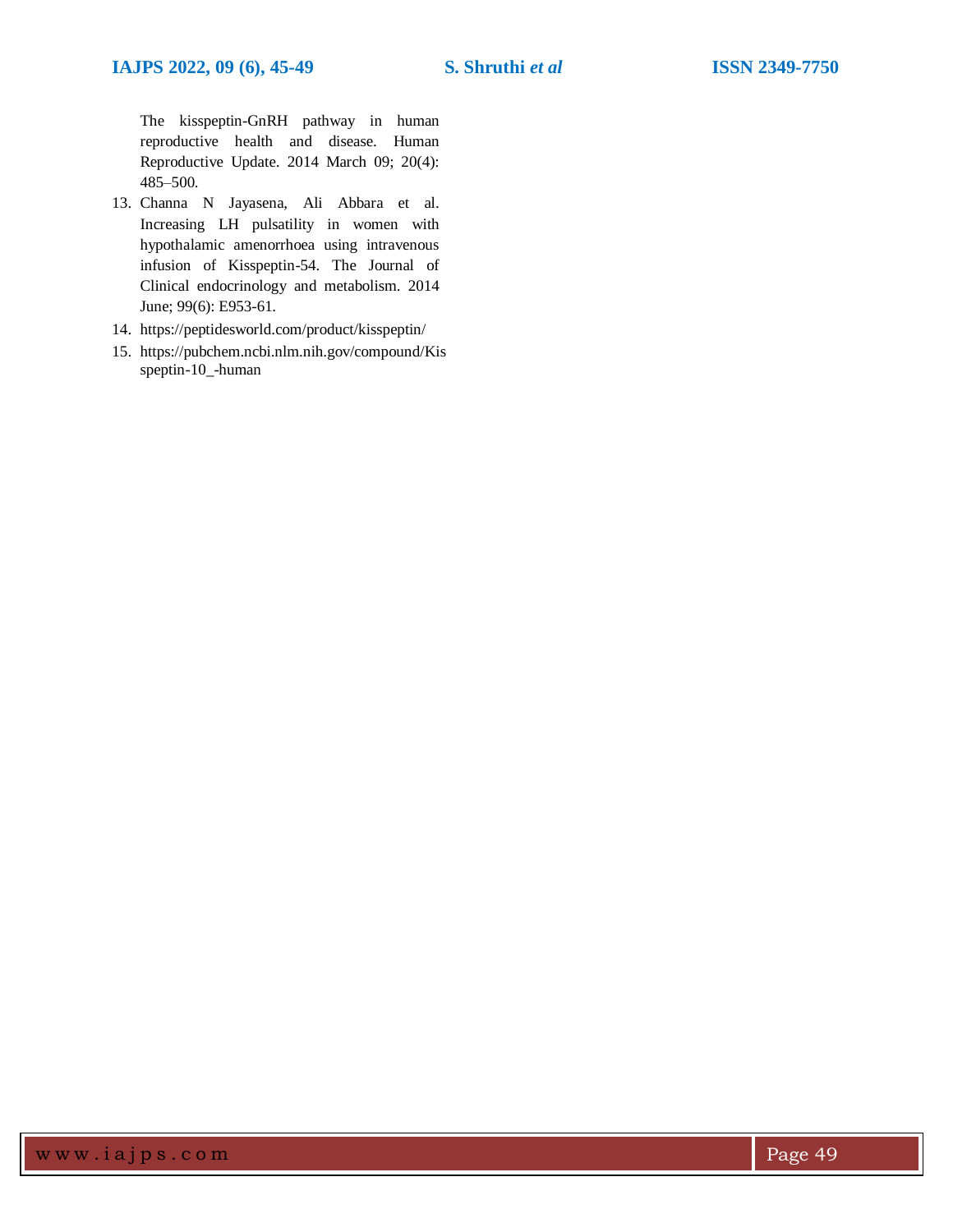The kisspeptin-GnRH pathway in human reproductive health and disease. Human Reproductive Update. 2014 March 09; 20(4): 485–500.

13. Channa N Jayasena, Ali Abbara et al. Increasing LH pulsatility in women with hypothalamic amenorrhoea using intravenous infusion of Kisspeptin-54. The Journal of Clinical endocrinology and metabolism. 2014 June; 99(6): E953-61.
14. https://peptidesworld.com/product/kisspeptin/
15. https://pubchem.ncbi.nlm.nih.gov/compound/Kisspeptin-10_-human